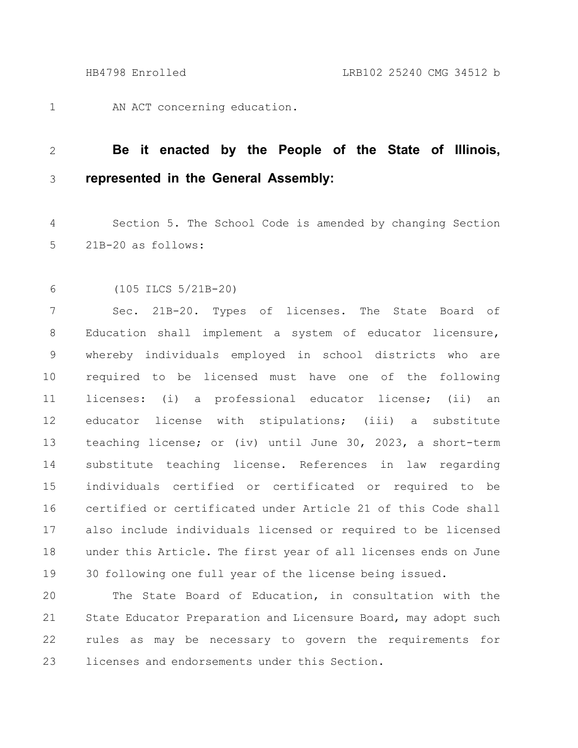AN ACT concerning education.

**Be it enacted by the People of the State of Illinois, represented in the General Assembly:**

Section 5. The School Code is amended by changing Section 21B-20 as follows:

(105 ILCS 5/21B-20)

Sec. 21B-20. Types of licenses. The State Board of Education shall implement a system of educator licensure, whereby individuals employed in school districts who are required to be licensed must have one of the following licenses: (i) a professional educator license; (ii) an educator license with stipulations; (iii) a substitute teaching license; or (iv) until June 30, 2023, a short-term substitute teaching license. References in law regarding individuals certified or certificated or required to be certified or certificated under Article 21 of this Code shall also include individuals licensed or required to be licensed under this Article. The first year of all licenses ends on June 30 following one full year of the license being issued.

The State Board of Education, in consultation with the State Educator Preparation and Licensure Board, may adopt such rules as may be necessary to govern the requirements for licenses and endorsements under this Section.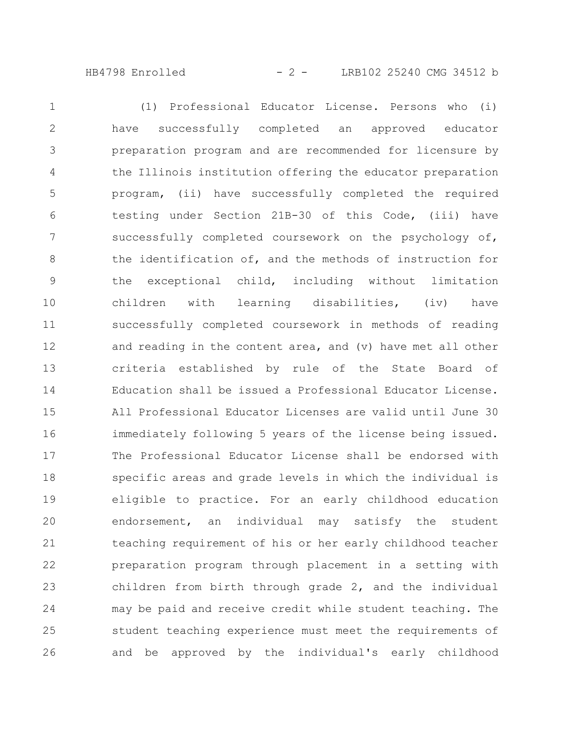(1) Professional Educator License. Persons who (i) have successfully completed an approved educator preparation program and are recommended for licensure by the Illinois institution offering the educator preparation program, (ii) have successfully completed the required testing under Section 21B-30 of this Code, (iii) have successfully completed coursework on the psychology of, the identification of, and the methods of instruction for the exceptional child, including without limitation children with learning disabilities, (iv) have successfully completed coursework in methods of reading and reading in the content area, and (v) have met all other criteria established by rule of the State Board of Education shall be issued a Professional Educator License. All Professional Educator Licenses are valid until June 30 immediately following 5 years of the license being issued. The Professional Educator License shall be endorsed with specific areas and grade levels in which the individual is eligible to practice. For an early childhood education endorsement, an individual may satisfy the student teaching requirement of his or her early childhood teacher preparation program through placement in a setting with children from birth through grade 2, and the individual may be paid and receive credit while student teaching. The student teaching experience must meet the requirements of and be approved by the individual's early childhood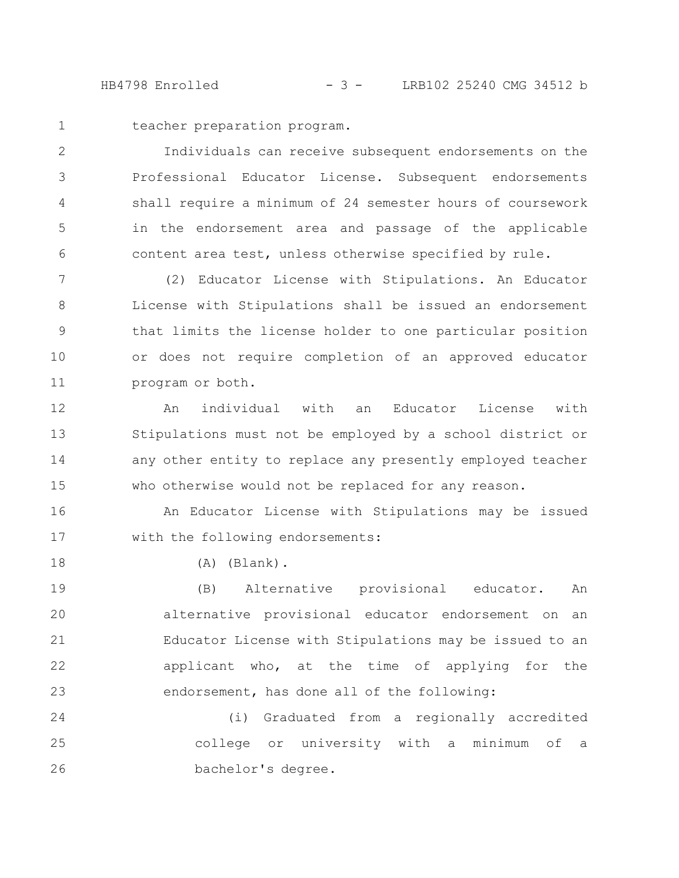teacher preparation program.

Individuals can receive subsequent endorsements on the Professional Educator License. Subsequent endorsements shall require a minimum of 24 semester hours of coursework in the endorsement area and passage of the applicable content area test, unless otherwise specified by rule.

(2) Educator License with Stipulations. An Educator License with Stipulations shall be issued an endorsement that limits the license holder to one particular position or does not require completion of an approved educator program or both.

An individual with an Educator License with Stipulations must not be employed by a school district or any other entity to replace any presently employed teacher who otherwise would not be replaced for any reason.

An Educator License with Stipulations may be issued with the following endorsements:

(A) (Blank).

(B) Alternative provisional educator. An alternative provisional educator endorsement on an Educator License with Stipulations may be issued to an applicant who, at the time of applying for the endorsement, has done all of the following:

(i) Graduated from a regionally accredited college or university with a minimum of a bachelor's degree.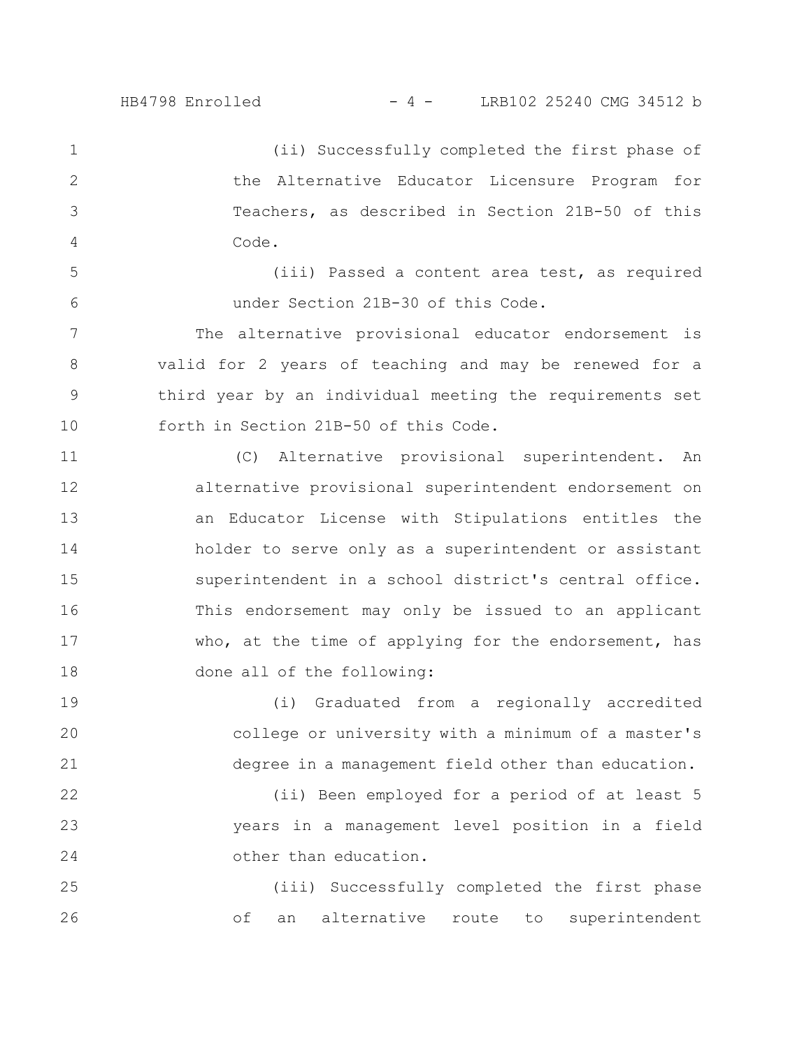(ii) Successfully completed the first phase of the Alternative Educator Licensure Program for Teachers, as described in Section 21B-50 of this Code.

(iii) Passed a content area test, as required under Section 21B-30 of this Code.

The alternative provisional educator endorsement is valid for 2 years of teaching and may be renewed for a third year by an individual meeting the requirements set forth in Section 21B-50 of this Code.

(C) Alternative provisional superintendent. An alternative provisional superintendent endorsement on an Educator License with Stipulations entitles the holder to serve only as a superintendent or assistant superintendent in a school district's central office. This endorsement may only be issued to an applicant who, at the time of applying for the endorsement, has done all of the following:

(i) Graduated from a regionally accredited college or university with a minimum of a master's degree in a management field other than education.

(ii) Been employed for a period of at least 5 years in a management level position in a field other than education.

(iii) Successfully completed the first phase of an alternative route to superintendent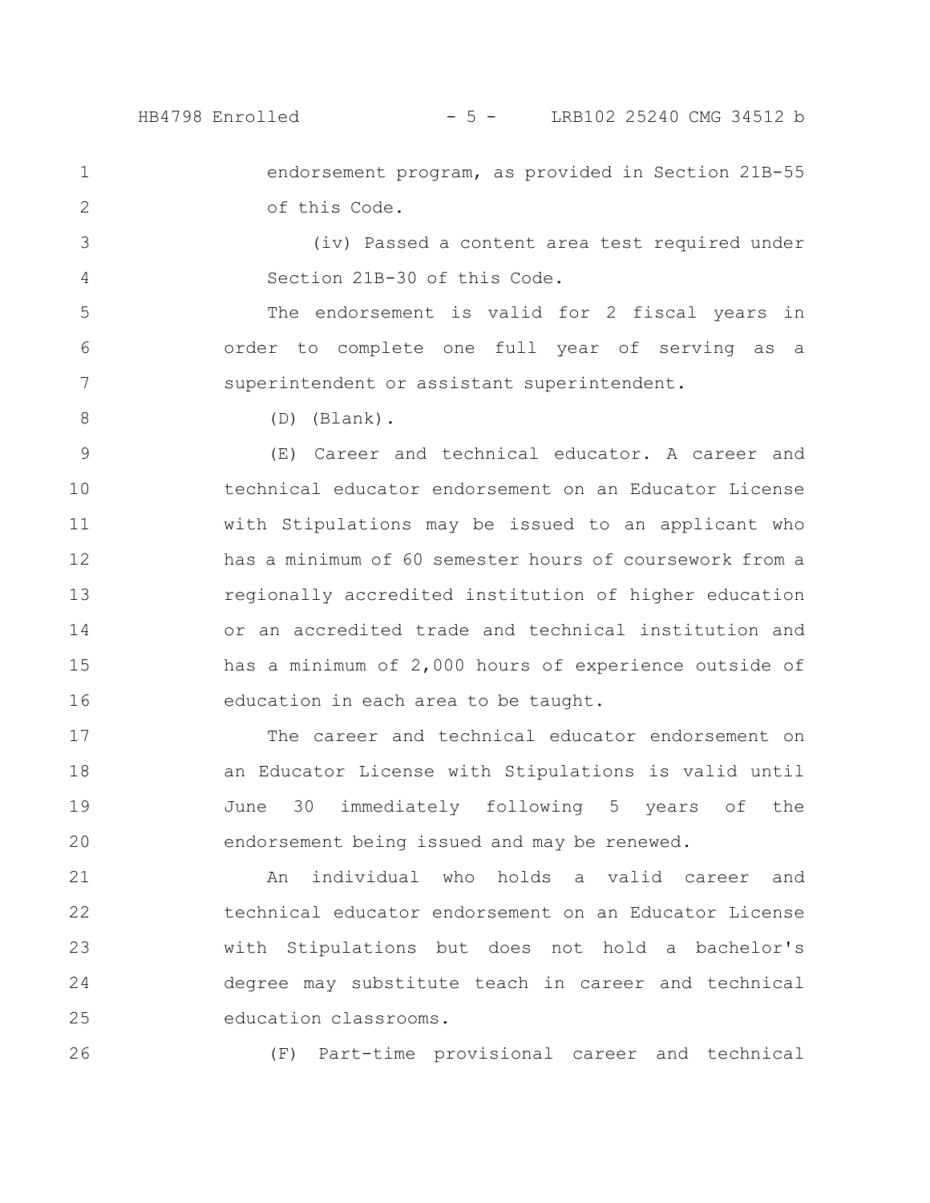endorsement program, as provided in Section 21B-55 of this Code.

(iv) Passed a content area test required under Section 21B-30 of this Code.

The endorsement is valid for 2 fiscal years in order to complete one full year of serving as a superintendent or assistant superintendent.

(D) (Blank).

(E) Career and technical educator. A career and technical educator endorsement on an Educator License with Stipulations may be issued to an applicant who has a minimum of 60 semester hours of coursework from a regionally accredited institution of higher education or an accredited trade and technical institution and has a minimum of 2,000 hours of experience outside of education in each area to be taught.

The career and technical educator endorsement on an Educator License with Stipulations is valid until June 30 immediately following 5 years of the endorsement being issued and may be renewed.

An individual who holds a valid career and technical educator endorsement on an Educator License with Stipulations but does not hold a bachelor's degree may substitute teach in career and technical education classrooms.

(F) Part-time provisional career and technical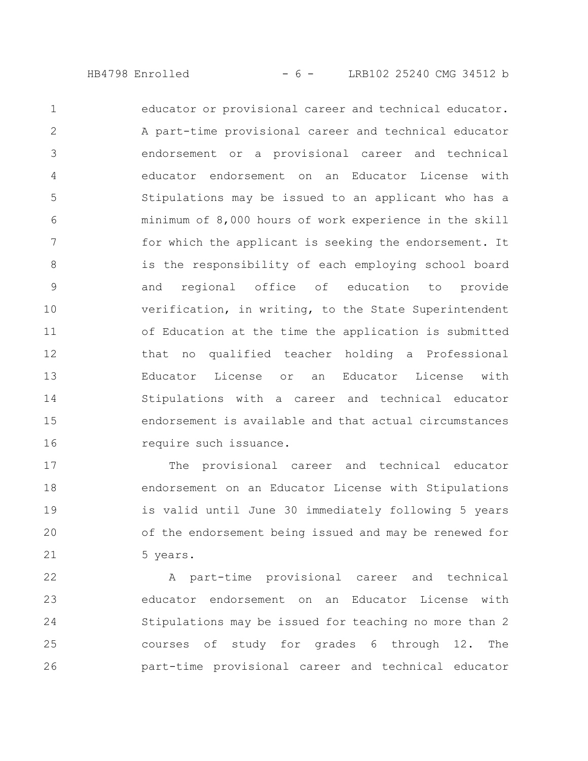educator or provisional career and technical educator. A part-time provisional career and technical educator endorsement or a provisional career and technical educator endorsement on an Educator License with Stipulations may be issued to an applicant who has a minimum of 8,000 hours of work experience in the skill for which the applicant is seeking the endorsement. It is the responsibility of each employing school board and regional office of education to provide verification, in writing, to the State Superintendent of Education at the time the application is submitted that no qualified teacher holding a Professional Educator License or an Educator License with Stipulations with a career and technical educator endorsement is available and that actual circumstances require such issuance.

The provisional career and technical educator endorsement on an Educator License with Stipulations is valid until June 30 immediately following 5 years of the endorsement being issued and may be renewed for 5 years.

A part-time provisional career and technical educator endorsement on an Educator License with Stipulations may be issued for teaching no more than 2 courses of study for grades 6 through 12. The part-time provisional career and technical educator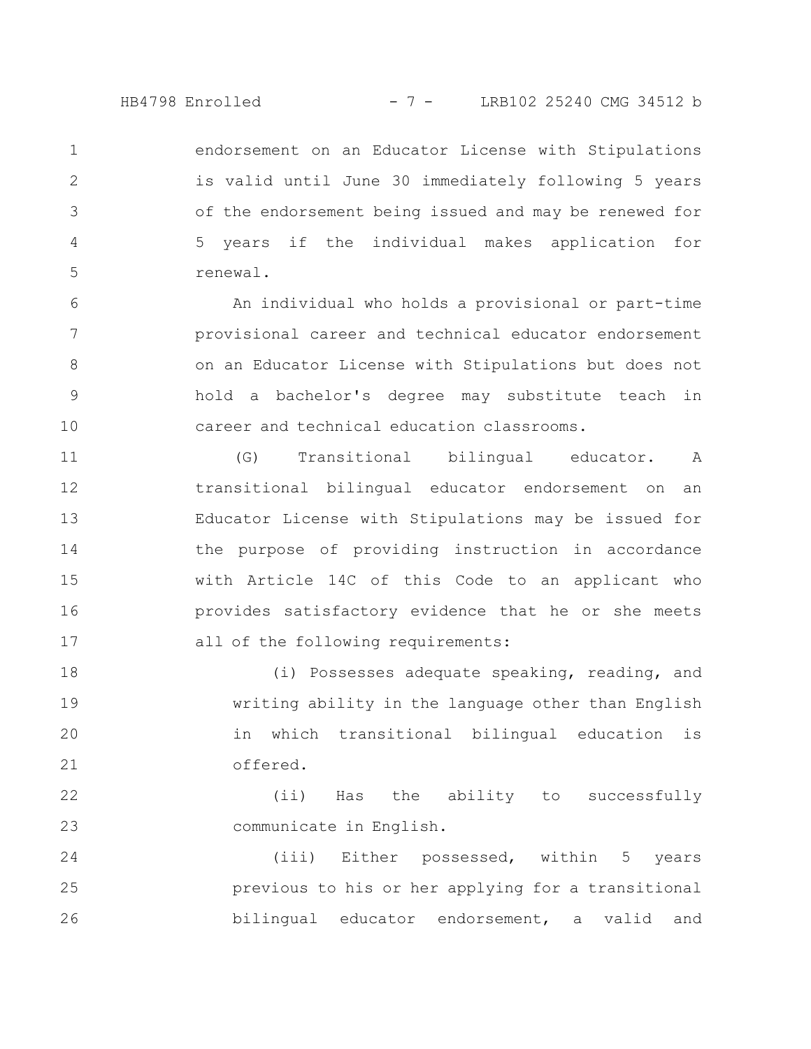endorsement on an Educator License with Stipulations is valid until June 30 immediately following 5 years of the endorsement being issued and may be renewed for 5 years if the individual makes application for renewal.

An individual who holds a provisional or part-time provisional career and technical educator endorsement on an Educator License with Stipulations but does not hold a bachelor's degree may substitute teach in career and technical education classrooms.

(G) Transitional bilingual educator. A transitional bilingual educator endorsement on an Educator License with Stipulations may be issued for the purpose of providing instruction in accordance with Article 14C of this Code to an applicant who provides satisfactory evidence that he or she meets all of the following requirements:

(i) Possesses adequate speaking, reading, and writing ability in the language other than English in which transitional bilingual education is offered.

(ii) Has the ability to successfully communicate in English.

(iii) Either possessed, within 5 years previous to his or her applying for a transitional bilingual educator endorsement, a valid and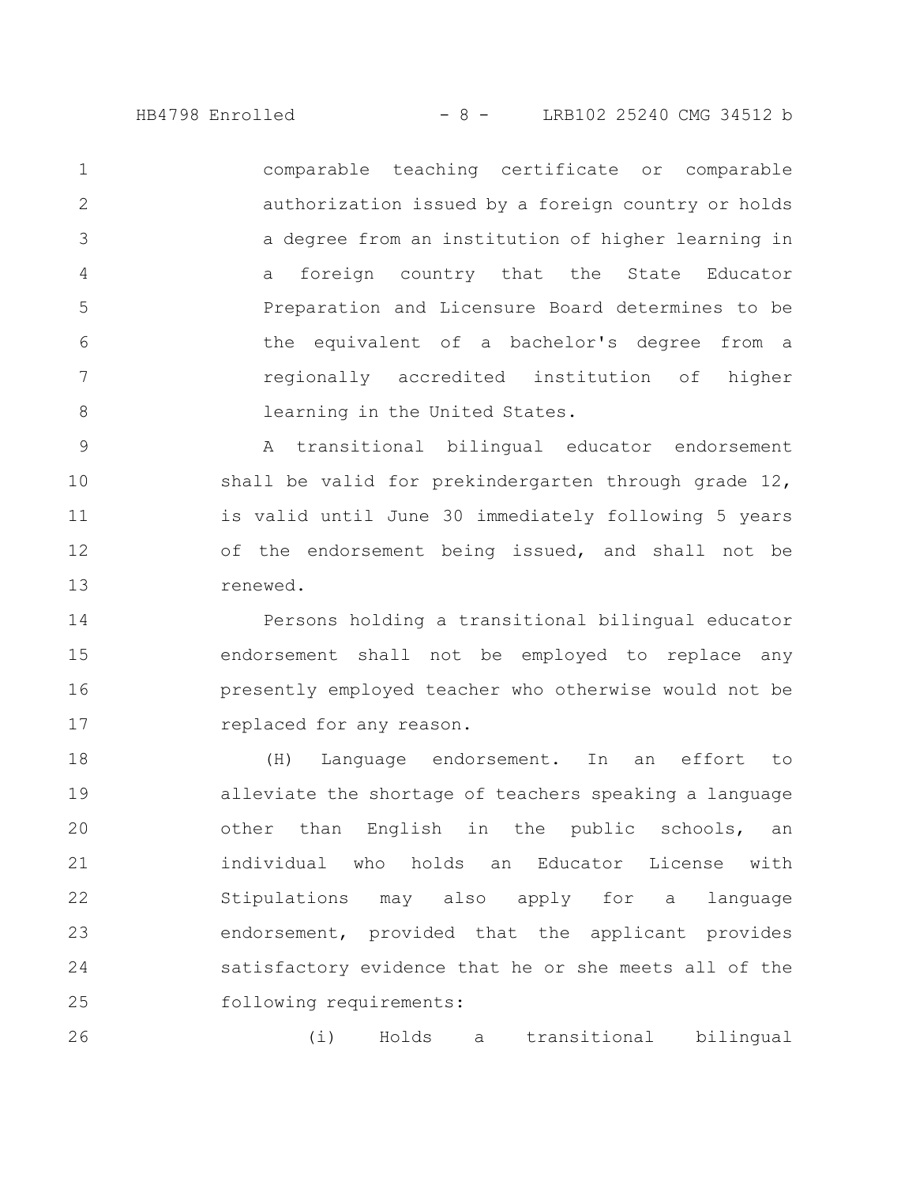comparable teaching certificate or comparable authorization issued by a foreign country or holds a degree from an institution of higher learning in a foreign country that the State Educator Preparation and Licensure Board determines to be the equivalent of a bachelor's degree from a regionally accredited institution of higher learning in the United States.

A transitional bilingual educator endorsement shall be valid for prekindergarten through grade 12, is valid until June 30 immediately following 5 years of the endorsement being issued, and shall not be renewed.

Persons holding a transitional bilingual educator endorsement shall not be employed to replace any presently employed teacher who otherwise would not be replaced for any reason.

(H) Language endorsement. In an effort to alleviate the shortage of teachers speaking a language other than English in the public schools, an individual who holds an Educator License with Stipulations may also apply for a language endorsement, provided that the applicant provides satisfactory evidence that he or she meets all of the following requirements:

(i) Holds a transitional bilingual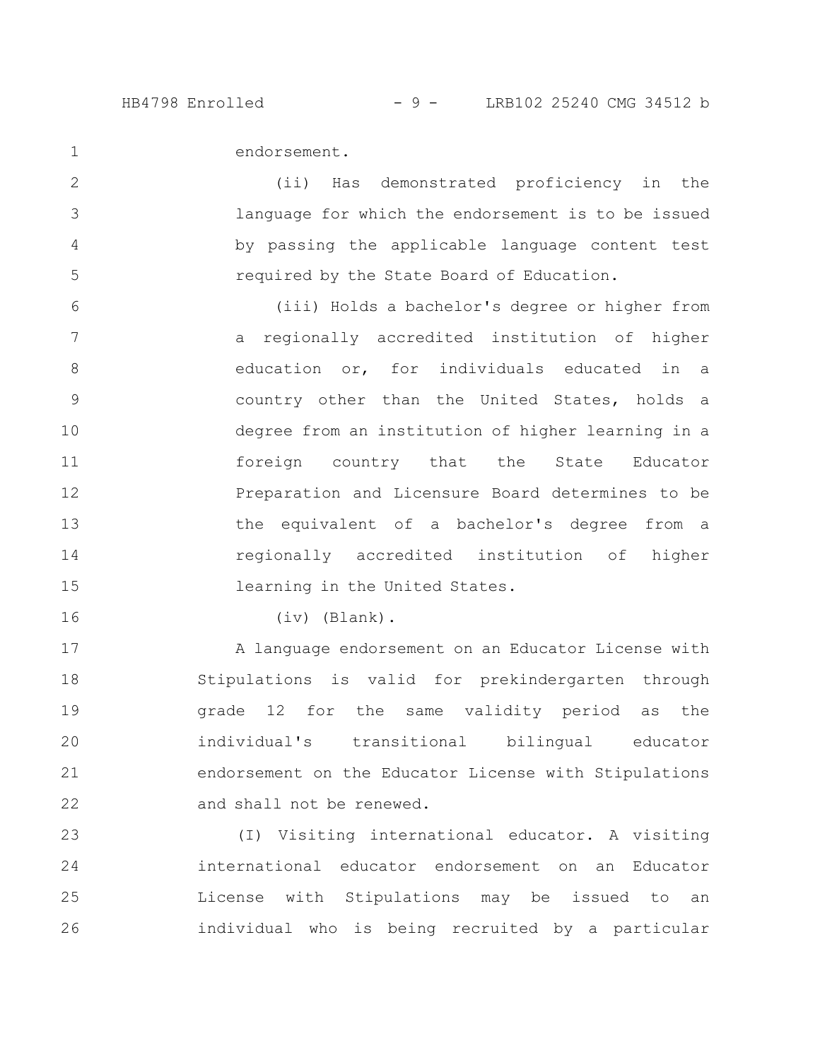endorsement.

(ii) Has demonstrated proficiency in the language for which the endorsement is to be issued by passing the applicable language content test required by the State Board of Education.

(iii) Holds a bachelor's degree or higher from a regionally accredited institution of higher education or, for individuals educated in a country other than the United States, holds a degree from an institution of higher learning in a foreign country that the State Educator Preparation and Licensure Board determines to be the equivalent of a bachelor's degree from a regionally accredited institution of higher learning in the United States.

(iv) (Blank).

A language endorsement on an Educator License with Stipulations is valid for prekindergarten through grade 12 for the same validity period as the individual's transitional bilingual educator endorsement on the Educator License with Stipulations and shall not be renewed.

(I) Visiting international educator. A visiting international educator endorsement on an Educator License with Stipulations may be issued to an individual who is being recruited by a particular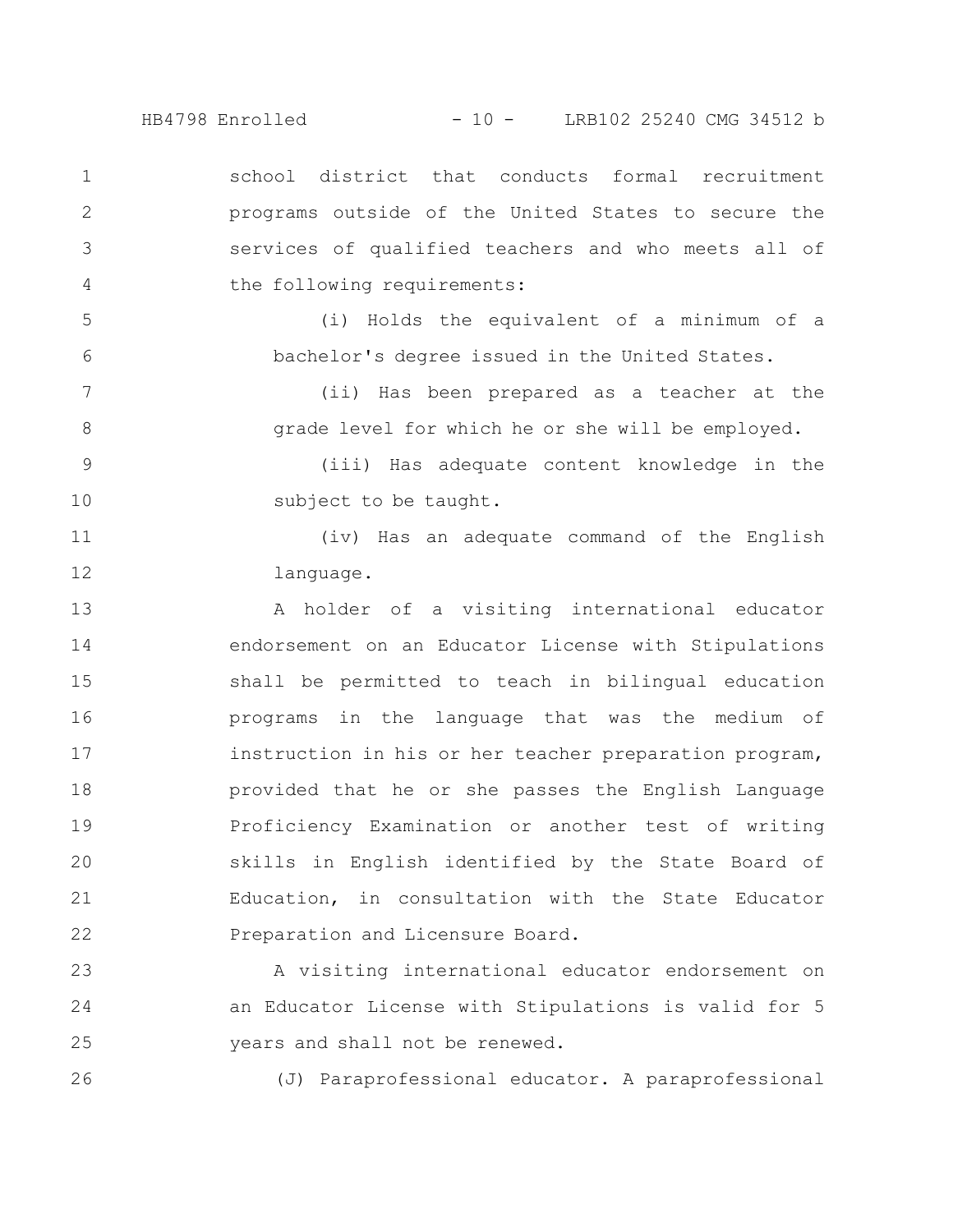school district that conducts formal recruitment programs outside of the United States to secure the services of qualified teachers and who meets all of the following requirements:

(i) Holds the equivalent of a minimum of a bachelor's degree issued in the United States.

(ii) Has been prepared as a teacher at the grade level for which he or she will be employed.

(iii) Has adequate content knowledge in the subject to be taught.

(iv) Has an adequate command of the English language.

A holder of a visiting international educator endorsement on an Educator License with Stipulations shall be permitted to teach in bilingual education programs in the language that was the medium of instruction in his or her teacher preparation program, provided that he or she passes the English Language Proficiency Examination or another test of writing skills in English identified by the State Board of Education, in consultation with the State Educator Preparation and Licensure Board.

A visiting international educator endorsement on an Educator License with Stipulations is valid for 5 years and shall not be renewed.

(J) Paraprofessional educator. A paraprofessional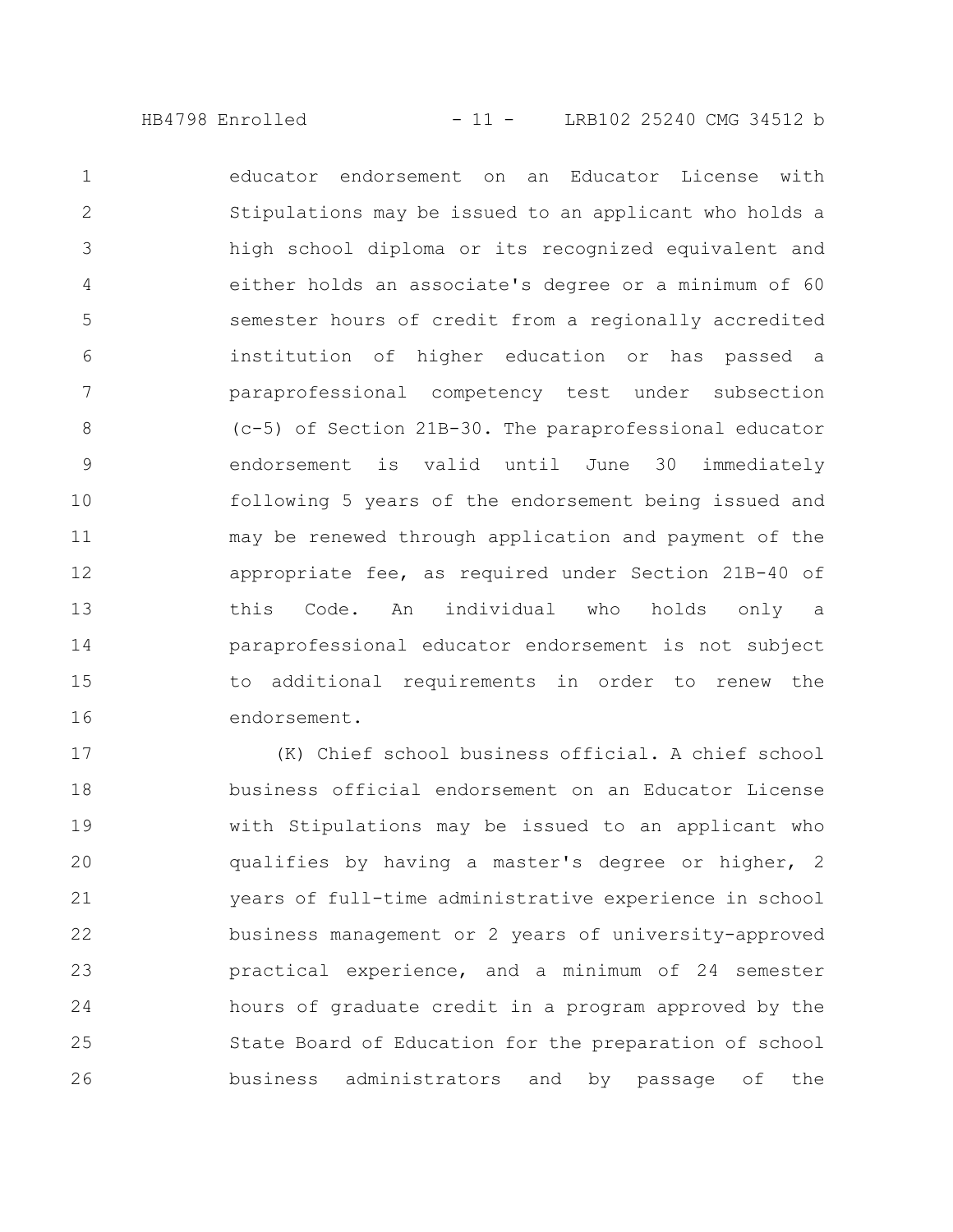educator endorsement on an Educator License with Stipulations may be issued to an applicant who holds a high school diploma or its recognized equivalent and either holds an associate's degree or a minimum of 60 semester hours of credit from a regionally accredited institution of higher education or has passed a paraprofessional competency test under subsection (c-5) of Section 21B-30. The paraprofessional educator endorsement is valid until June 30 immediately following 5 years of the endorsement being issued and may be renewed through application and payment of the appropriate fee, as required under Section 21B-40 of this Code. An individual who holds only a paraprofessional educator endorsement is not subject to additional requirements in order to renew the endorsement.

(K) Chief school business official. A chief school business official endorsement on an Educator License with Stipulations may be issued to an applicant who qualifies by having a master's degree or higher, 2 years of full-time administrative experience in school business management or 2 years of university-approved practical experience, and a minimum of 24 semester hours of graduate credit in a program approved by the State Board of Education for the preparation of school business administrators and by passage of the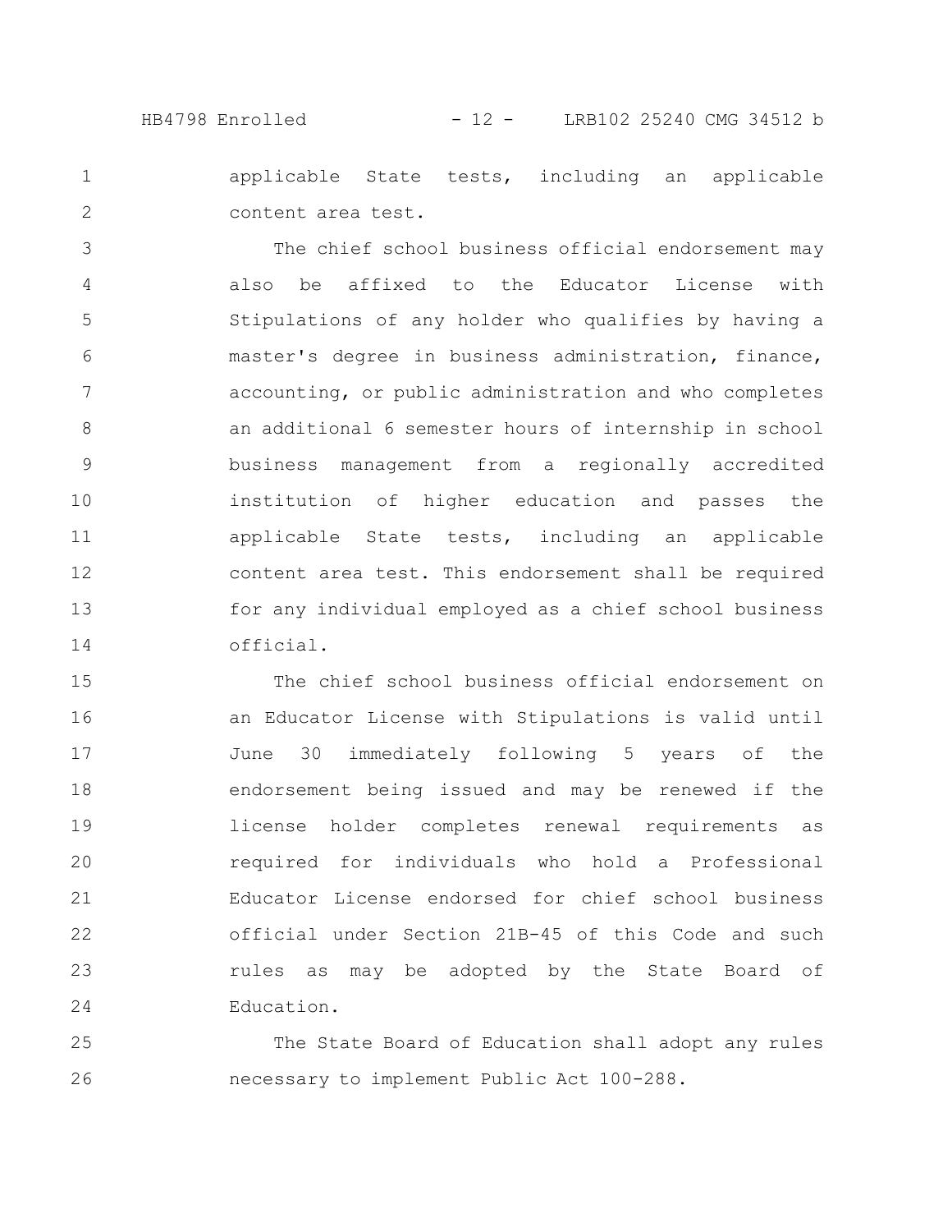applicable State tests, including an applicable content area test.

The chief school business official endorsement may also be affixed to the Educator License with Stipulations of any holder who qualifies by having a master's degree in business administration, finance, accounting, or public administration and who completes an additional 6 semester hours of internship in school business management from a regionally accredited institution of higher education and passes the applicable State tests, including an applicable content area test. This endorsement shall be required for any individual employed as a chief school business official.

The chief school business official endorsement on an Educator License with Stipulations is valid until June 30 immediately following 5 years of the endorsement being issued and may be renewed if the license holder completes renewal requirements as required for individuals who hold a Professional Educator License endorsed for chief school business official under Section 21B-45 of this Code and such rules as may be adopted by the State Board of Education.

The State Board of Education shall adopt any rules necessary to implement Public Act 100-288.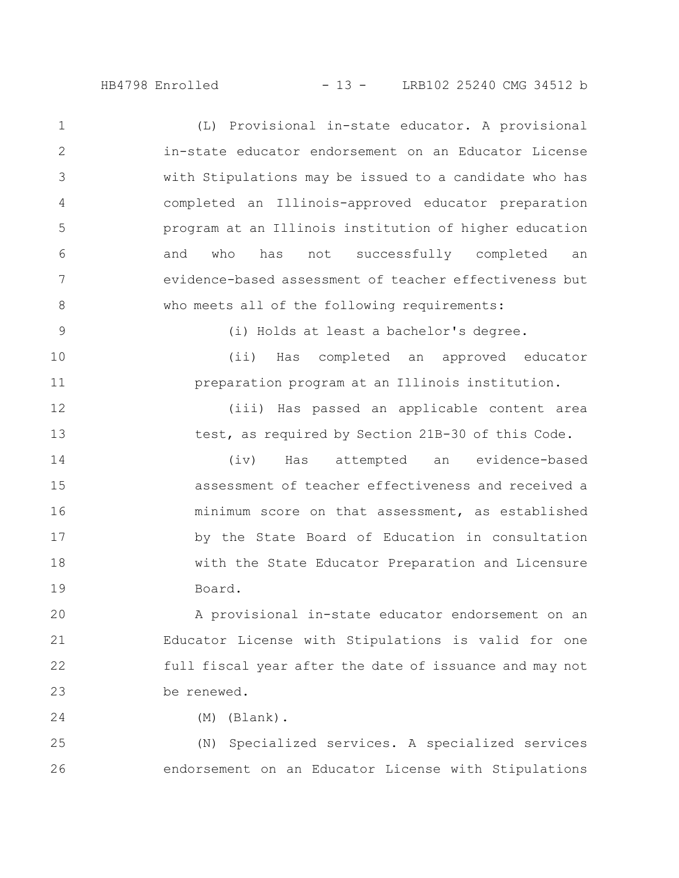(L) Provisional in-state educator. A provisional in-state educator endorsement on an Educator License with Stipulations may be issued to a candidate who has completed an Illinois-approved educator preparation program at an Illinois institution of higher education and who has not successfully completed an evidence-based assessment of teacher effectiveness but who meets all of the following requirements:

(i) Holds at least a bachelor's degree.

(ii) Has completed an approved educator preparation program at an Illinois institution.

(iii) Has passed an applicable content area test, as required by Section 21B-30 of this Code.

(iv) Has attempted an evidence-based assessment of teacher effectiveness and received a minimum score on that assessment, as established by the State Board of Education in consultation with the State Educator Preparation and Licensure Board.

A provisional in-state educator endorsement on an Educator License with Stipulations is valid for one full fiscal year after the date of issuance and may not be renewed.

(M) (Blank).

(N) Specialized services. A specialized services endorsement on an Educator License with Stipulations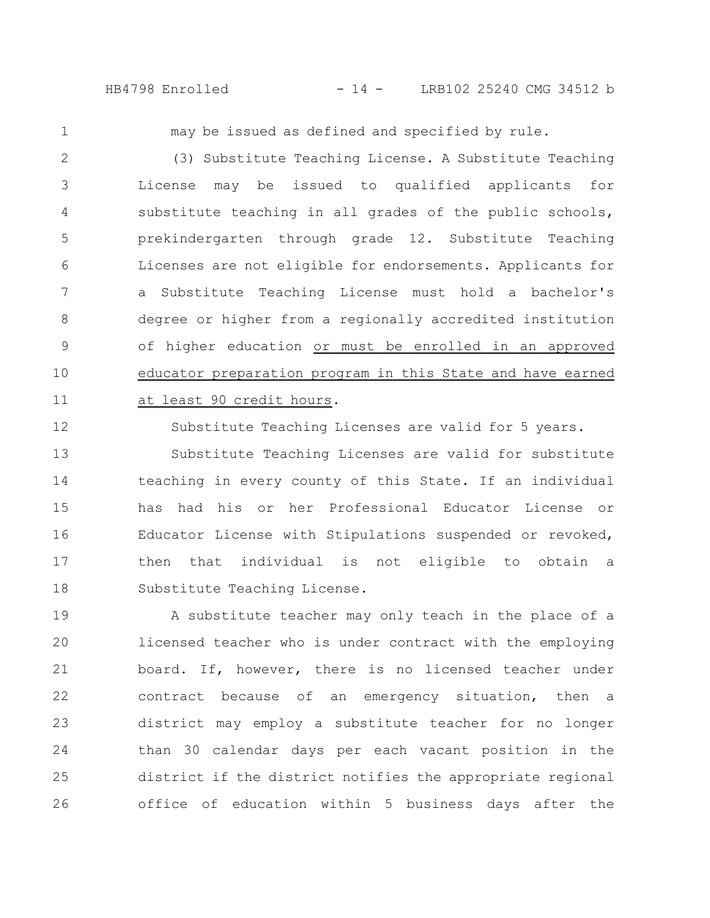may be issued as defined and specified by rule.

(3) Substitute Teaching License. A Substitute Teaching License may be issued to qualified applicants for substitute teaching in all grades of the public schools, prekindergarten through grade 12. Substitute Teaching Licenses are not eligible for endorsements. Applicants for a Substitute Teaching License must hold a bachelor's degree or higher from a regionally accredited institution of higher education <u>or must be enrolled in an approved educator preparation program in this State and have earned at least 90 credit hours</u>.

Substitute Teaching Licenses are valid for 5 years.

Substitute Teaching Licenses are valid for substitute teaching in every county of this State. If an individual has had his or her Professional Educator License or Educator License with Stipulations suspended or revoked, then that individual is not eligible to obtain a Substitute Teaching License.

A substitute teacher may only teach in the place of a licensed teacher who is under contract with the employing board. If, however, there is no licensed teacher under contract because of an emergency situation, then a district may employ a substitute teacher for no longer than 30 calendar days per each vacant position in the district if the district notifies the appropriate regional office of education within 5 business days after the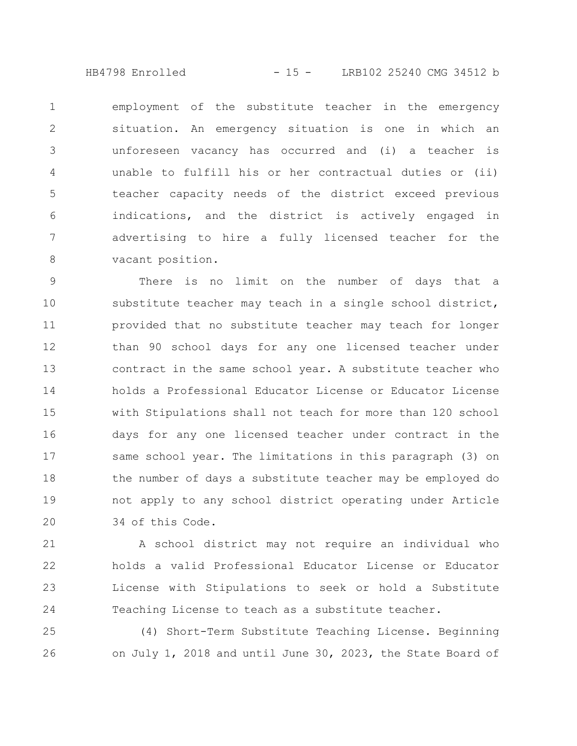employment of the substitute teacher in the emergency situation. An emergency situation is one in which an unforeseen vacancy has occurred and (i) a teacher is unable to fulfill his or her contractual duties or (ii) teacher capacity needs of the district exceed previous indications, and the district is actively engaged in advertising to hire a fully licensed teacher for the vacant position.

There is no limit on the number of days that a substitute teacher may teach in a single school district, provided that no substitute teacher may teach for longer than 90 school days for any one licensed teacher under contract in the same school year. A substitute teacher who holds a Professional Educator License or Educator License with Stipulations shall not teach for more than 120 school days for any one licensed teacher under contract in the same school year. The limitations in this paragraph (3) on the number of days a substitute teacher may be employed do not apply to any school district operating under Article 34 of this Code.

A school district may not require an individual who holds a valid Professional Educator License or Educator License with Stipulations to seek or hold a Substitute Teaching License to teach as a substitute teacher.

(4) Short-Term Substitute Teaching License. Beginning on July 1, 2018 and until June 30, 2023, the State Board of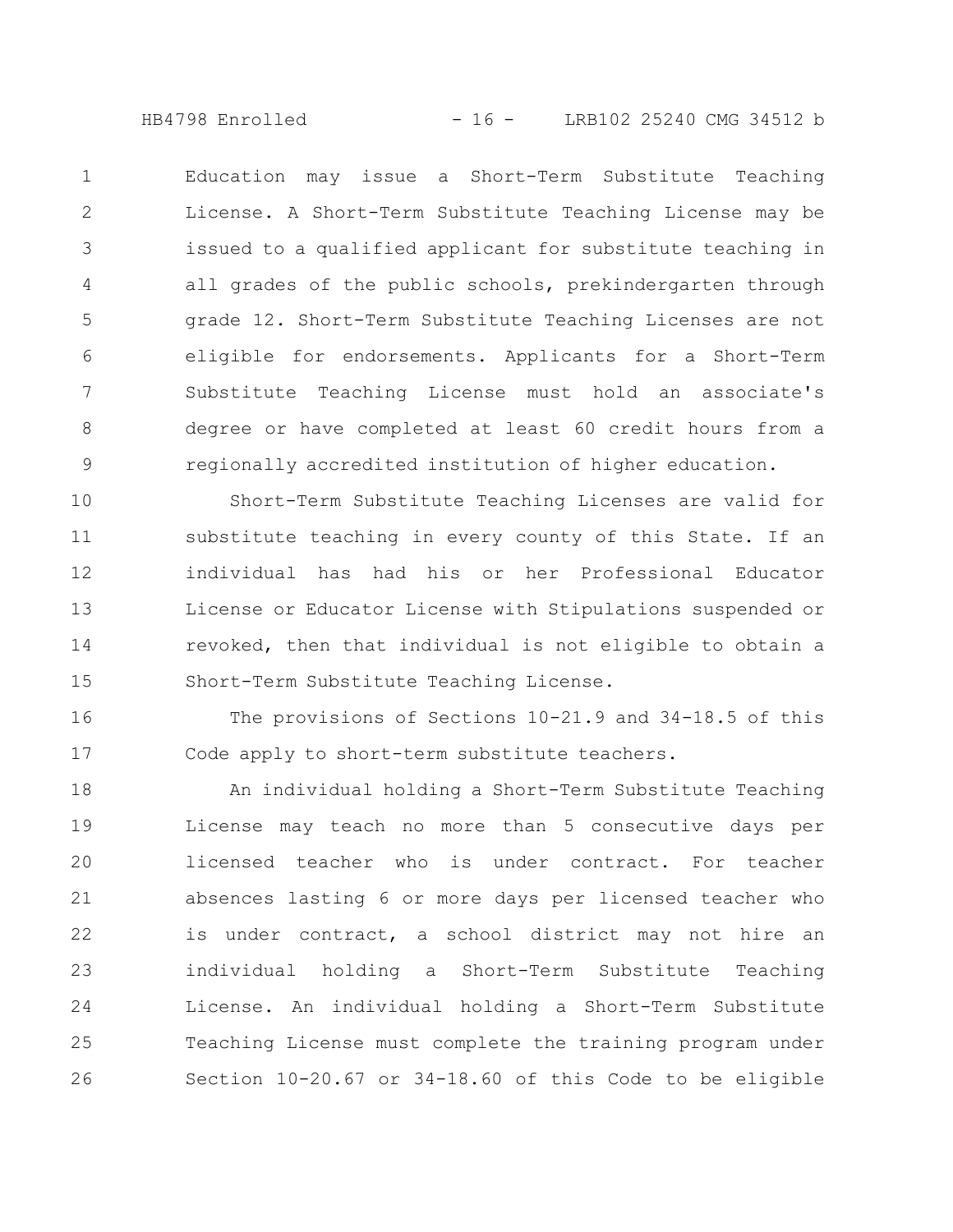Education may issue a Short-Term Substitute Teaching License. A Short-Term Substitute Teaching License may be issued to a qualified applicant for substitute teaching in all grades of the public schools, prekindergarten through grade 12. Short-Term Substitute Teaching Licenses are not eligible for endorsements. Applicants for a Short-Term Substitute Teaching License must hold an associate's degree or have completed at least 60 credit hours from a regionally accredited institution of higher education.

Short-Term Substitute Teaching Licenses are valid for substitute teaching in every county of this State. If an individual has had his or her Professional Educator License or Educator License with Stipulations suspended or revoked, then that individual is not eligible to obtain a Short-Term Substitute Teaching License.

The provisions of Sections 10-21.9 and 34-18.5 of this Code apply to short-term substitute teachers.

An individual holding a Short-Term Substitute Teaching License may teach no more than 5 consecutive days per licensed teacher who is under contract. For teacher absences lasting 6 or more days per licensed teacher who is under contract, a school district may not hire an individual holding a Short-Term Substitute Teaching License. An individual holding a Short-Term Substitute Teaching License must complete the training program under Section 10-20.67 or 34-18.60 of this Code to be eligible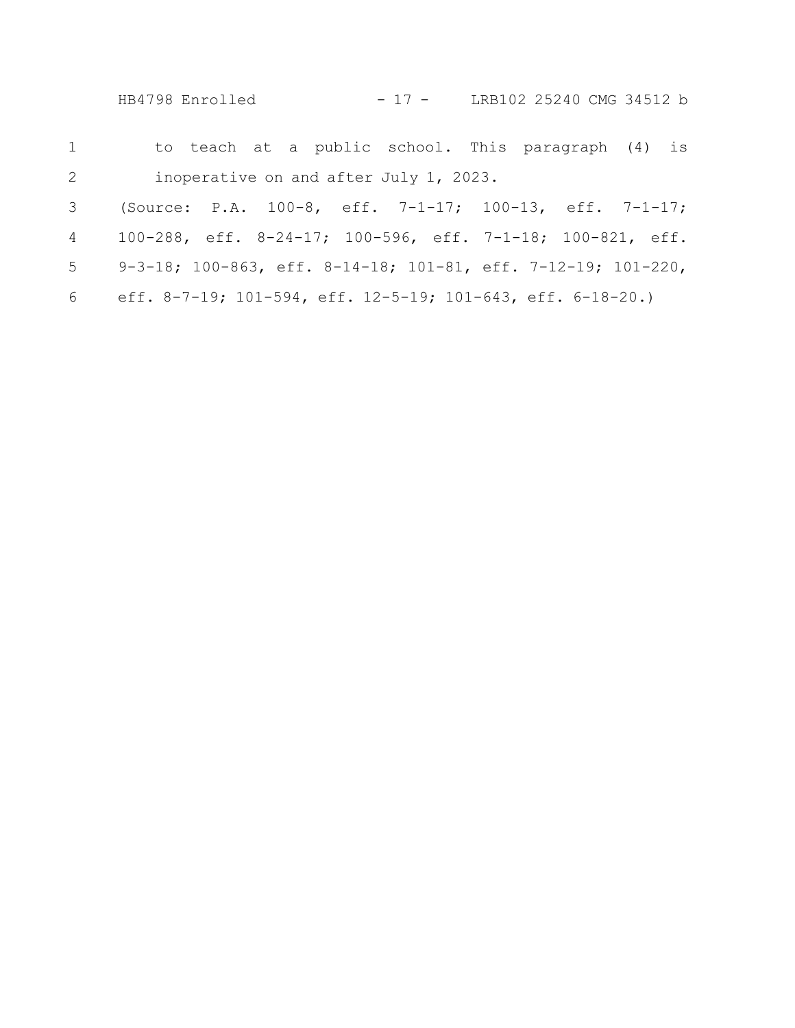to teach at a public school. This paragraph (4) is inoperative on and after July 1, 2023.

(Source: P.A. 100-8, eff. 7-1-17; 100-13, eff. 7-1-17; 100-288, eff. 8-24-17; 100-596, eff. 7-1-18; 100-821, eff. 9-3-18; 100-863, eff. 8-14-18; 101-81, eff. 7-12-19; 101-220, eff. 8-7-19; 101-594, eff. 12-5-19; 101-643, eff. 6-18-20.)